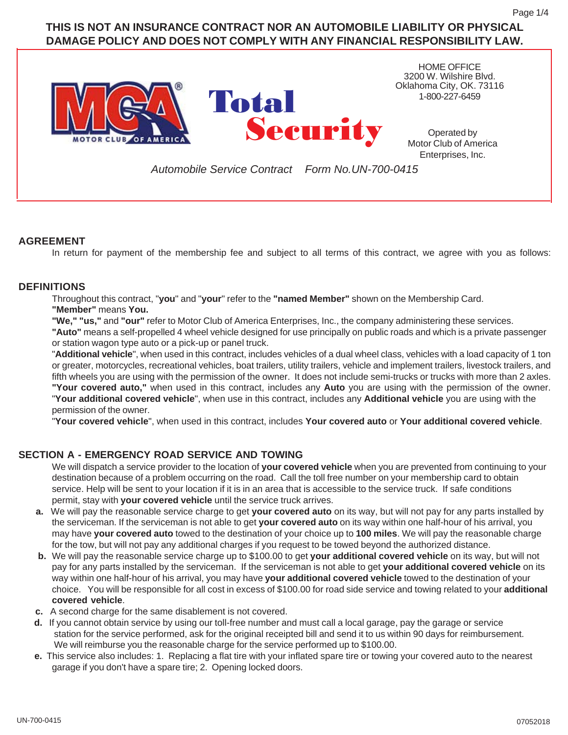**THIS IS NOT AN INSURANCE CONTRACT NOR AN AUTOMOBILE LIABILITY OR PHYSICAL DAMAGE POLICY AND DOES NOT COMPLY WITH ANY FINANCIAL RESPONSIBILITY LAW.**

MCA MOTOR CLUB OF AMERICA®

# Total Security

HOME OFFICE
3200 W. Wilshire Blvd.
Oklahoma City, OK. 73116
1-800-227-6459

Operated by
Motor Club of America
Enterprises, Inc.

*Automobile Service Contract Form No.UN-700-0415*

## AGREEMENT

In return for payment of the membership fee and subject to all terms of this contract, we agree with you as follows:

## DEFINITIONS

Throughout this contract, "**you**" and "**your**" refer to the **"named Member"** shown on the Membership Card.
**"Member"** means **You.**
**"We," "us,"** and **"our"** refer to Motor Club of America Enterprises, Inc., the company administering these services.
**"Auto"** means a self-propelled 4 wheel vehicle designed for use principally on public roads and which is a private passenger or station wagon type auto or a pick-up or panel truck.
"**Additional vehicle**", when used in this contract, includes vehicles of a dual wheel class, vehicles with a load capacity of 1 ton or greater, motorcycles, recreational vehicles, boat trailers, utility trailers, vehicle and implement trailers, livestock trailers, and fifth wheels you are using with the permission of the owner. It does not include semi-trucks or trucks with more than 2 axles.
**"Your covered auto,"** when used in this contract, includes any **Auto** you are using with the permission of the owner.
"**Your additional covered vehicle**", when use in this contract, includes any **Additional vehicle** you are using with the permission of the owner.
"**Your covered vehicle**", when used in this contract, includes **Your covered auto** or **Your additional covered vehicle**.

## SECTION A - EMERGENCY ROAD SERVICE AND TOWING

We will dispatch a service provider to the location of **your covered vehicle** when you are prevented from continuing to your destination because of a problem occurring on the road. Call the toll free number on your membership card to obtain service. Help will be sent to your location if it is in an area that is accessible to the service truck. If safe conditions permit, stay with **your covered vehicle** until the service truck arrives.

- **a.** We will pay the reasonable service charge to get **your covered auto** on its way, but will not pay for any parts installed by the serviceman. If the serviceman is not able to get **your covered auto** on its way within one half-hour of his arrival, you may have **your covered auto** towed to the destination of your choice up to **100 miles**. We will pay the reasonable charge for the tow, but will not pay any additional charges if you request to be towed beyond the authorized distance.
- **b.** We will pay the reasonable service charge up to $100.00 to get **your additional covered vehicle** on its way, but will not pay for any parts installed by the serviceman. If the serviceman is not able to get **your additional covered vehicle** on its way within one half-hour of his arrival, you may have **your additional covered vehicle** towed to the destination of your choice. You will be responsible for all cost in excess of $100.00 for road side service and towing related to your **additional covered vehicle**.
- **c.** A second charge for the same disablement is not covered.
- **d.** If you cannot obtain service by using our toll-free number and must call a local garage, pay the garage or service station for the service performed, ask for the original receipted bill and send it to us within 90 days for reimbursement. We will reimburse you the reasonable charge for the service performed up to $100.00.
- **e.** This service also includes: 1. Replacing a flat tire with your inflated spare tire or towing your covered auto to the nearest garage if you don't have a spare tire; 2. Opening locked doors.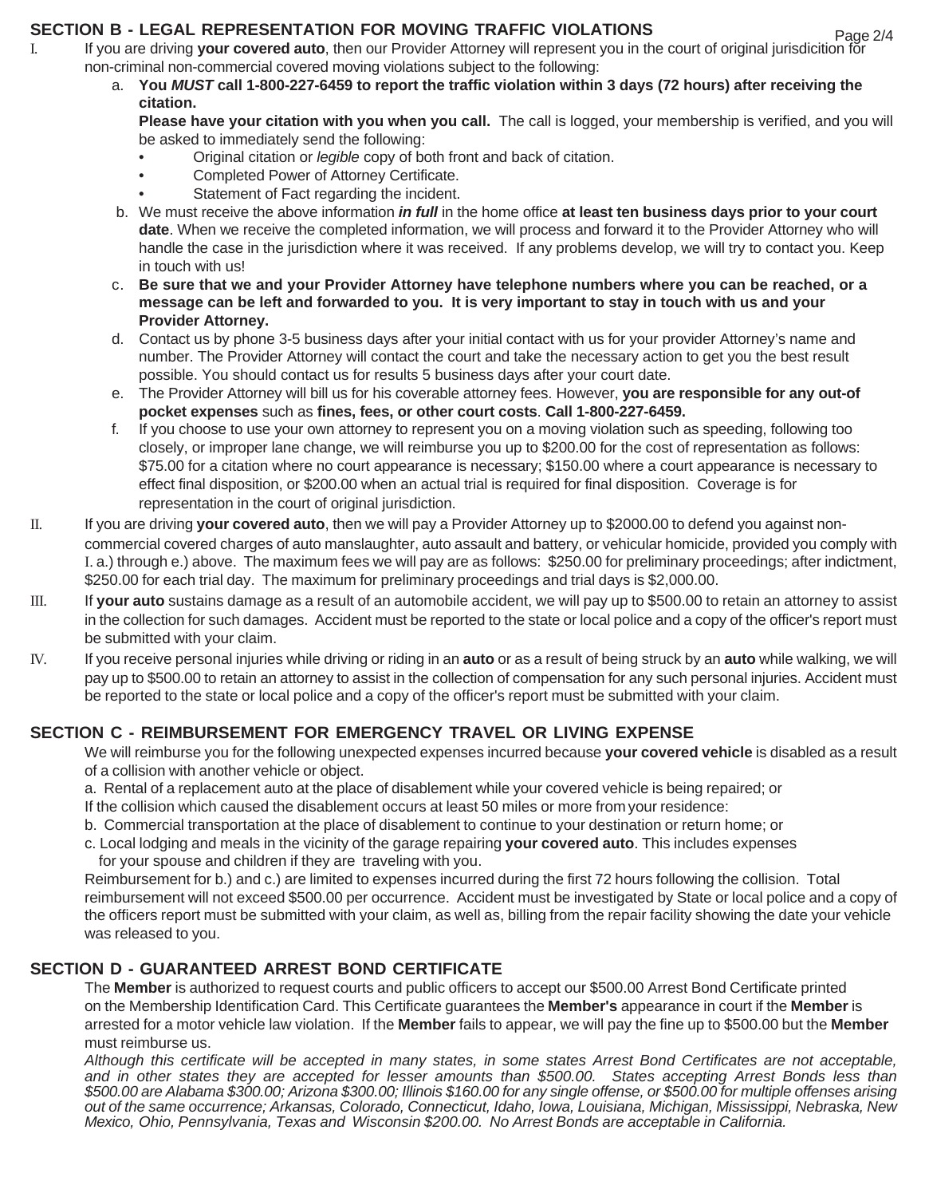## SECTION B - LEGAL REPRESENTATION FOR MOVING TRAFFIC VIOLATIONS

I. If you are driving **your covered auto**, then our Provider Attorney will represent you in the court of original jurisdicition for non-criminal non-commercial covered moving violations subject to the following:

   a. **You *MUST* call 1-800-227-6459 to report the traffic violation within 3 days (72 hours) after receiving the citation.**
   **Please have your citation with you when you call.** The call is logged, your membership is verified, and you will be asked to immediately send the following:
   - Original citation or *legible* copy of both front and back of citation.
   - Completed Power of Attorney Certificate.
   - Statement of Fact regarding the incident.

   b. We must receive the above information ***in full*** in the home office **at least ten business days prior to your court date**. When we receive the completed information, we will process and forward it to the Provider Attorney who will handle the case in the jurisdiction where it was received. If any problems develop, we will try to contact you. Keep in touch with us!

   c. **Be sure that we and your Provider Attorney have telephone numbers where you can be reached, or a message can be left and forwarded to you. It is very important to stay in touch with us and your Provider Attorney.**

   d. Contact us by phone 3-5 business days after your initial contact with us for your provider Attorney's name and number. The Provider Attorney will contact the court and take the necessary action to get you the best result possible. You should contact us for results 5 business days after your court date.

   e. The Provider Attorney will bill us for his coverable attorney fees. However, **you are responsible for any out-of pocket expenses** such as **fines, fees, or other court costs**. **Call 1-800-227-6459.**

   f. If you choose to use your own attorney to represent you on a moving violation such as speeding, following too closely, or improper lane change, we will reimburse you up to $200.00 for the cost of representation as follows: $75.00 for a citation where no court appearance is necessary; $150.00 where a court appearance is necessary to effect final disposition, or $200.00 when an actual trial is required for final disposition. Coverage is for representation in the court of original jurisdiction.

II. If you are driving **your covered auto**, then we will pay a Provider Attorney up to $2000.00 to defend you against non-commercial covered charges of auto manslaughter, auto assault and battery, or vehicular homicide, provided you comply with I. a.) through e.) above. The maximum fees we will pay are as follows: $250.00 for preliminary proceedings; after indictment, $250.00 for each trial day. The maximum for preliminary proceedings and trial days is $2,000.00.

III. If **your auto** sustains damage as a result of an automobile accident, we will pay up to $500.00 to retain an attorney to assist in the collection for such damages. Accident must be reported to the state or local police and a copy of the officer's report must be submitted with your claim.

IV. If you receive personal injuries while driving or riding in an **auto** or as a result of being struck by an **auto** while walking, we will pay up to $500.00 to retain an attorney to assist in the collection of compensation for any such personal injuries. Accident must be reported to the state or local police and a copy of the officer's report must be submitted with your claim.

## SECTION C - REIMBURSEMENT FOR EMERGENCY TRAVEL OR LIVING EXPENSE

We will reimburse you for the following unexpected expenses incurred because **your covered vehicle** is disabled as a result of a collision with another vehicle or object.

a. Rental of a replacement auto at the place of disablement while your covered vehicle is being repaired; or

If the collision which caused the disablement occurs at least 50 miles or more from your residence:

b. Commercial transportation at the place of disablement to continue to your destination or return home; or

c. Local lodging and meals in the vicinity of the garage repairing **your covered auto**. This includes expenses for your spouse and children if they are traveling with you.

Reimbursement for b.) and c.) are limited to expenses incurred during the first 72 hours following the collision. Total reimbursement will not exceed $500.00 per occurrence. Accident must be investigated by State or local police and a copy of the officers report must be submitted with your claim, as well as, billing from the repair facility showing the date your vehicle was released to you.

## SECTION D - GUARANTEED ARREST BOND CERTIFICATE

The **Member** is authorized to request courts and public officers to accept our $500.00 Arrest Bond Certificate printed on the Membership Identification Card. This Certificate guarantees the **Member's** appearance in court if the **Member** is arrested for a motor vehicle law violation. If the **Member** fails to appear, we will pay the fine up to $500.00 but the **Member** must reimburse us.

*Although this certificate will be accepted in many states, in some states Arrest Bond Certificates are not acceptable, and in other states they are accepted for lesser amounts than $500.00. States accepting Arrest Bonds less than $500.00 are Alabama $300.00; Arizona $300.00; Illinois $160.00 for any single offense, or $500.00 for multiple offenses arising out of the same occurrence; Arkansas, Colorado, Connecticut, Idaho, Iowa, Louisiana, Michigan, Mississippi, Nebraska, New Mexico, Ohio, Pennsylvania, Texas and Wisconsin $200.00. No Arrest Bonds are acceptable in California.*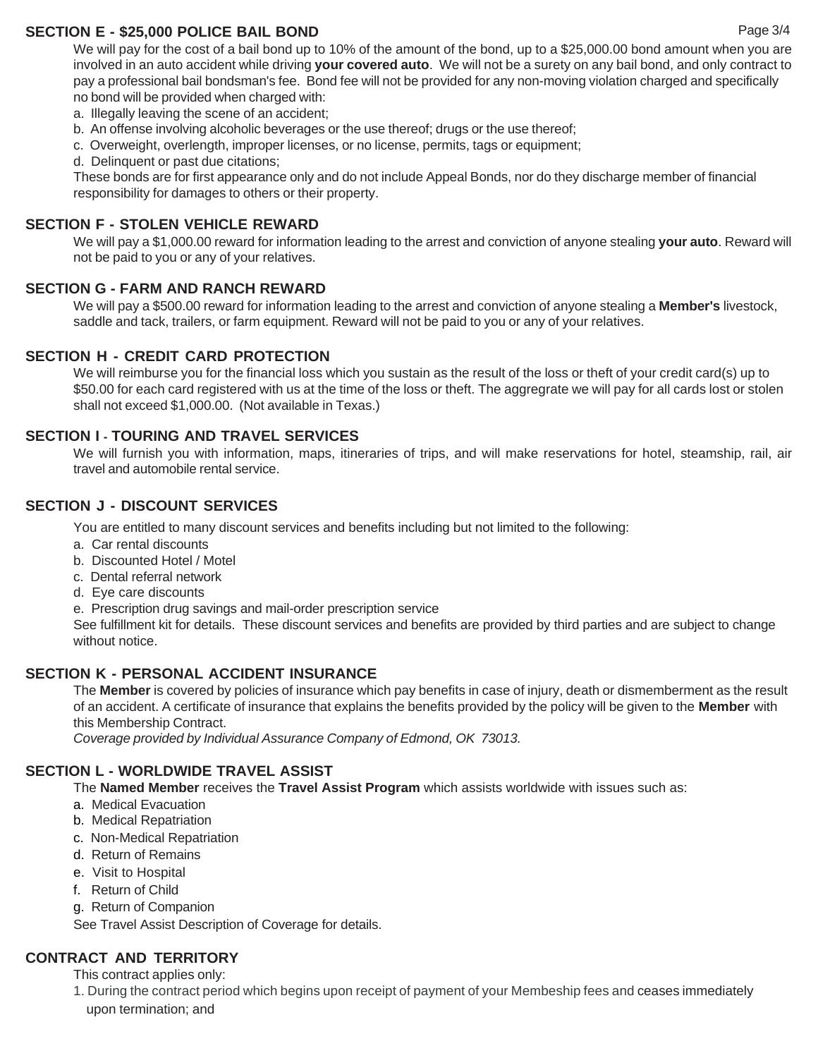## SECTION E - $25,000 POLICE BAIL BOND

We will pay for the cost of a bail bond up to 10% of the amount of the bond, up to a $25,000.00 bond amount when you are involved in an auto accident while driving **your covered auto**. We will not be a surety on any bail bond, and only contract to pay a professional bail bondsman's fee. Bond fee will not be provided for any non-moving violation charged and specifically no bond will be provided when charged with:

a. Illegally leaving the scene of an accident;
b. An offense involving alcoholic beverages or the use thereof; drugs or the use thereof;
c. Overweight, overlength, improper licenses, or no license, permits, tags or equipment;
d. Delinquent or past due citations;

These bonds are for first appearance only and do not include Appeal Bonds, nor do they discharge member of financial responsibility for damages to others or their property.

## SECTION F - STOLEN VEHICLE REWARD

We will pay a $1,000.00 reward for information leading to the arrest and conviction of anyone stealing **your auto**. Reward will not be paid to you or any of your relatives.

## SECTION G - FARM AND RANCH REWARD

We will pay a $500.00 reward for information leading to the arrest and conviction of anyone stealing a **Member's** livestock, saddle and tack, trailers, or farm equipment. Reward will not be paid to you or any of your relatives.

## SECTION H - CREDIT CARD PROTECTION

We will reimburse you for the financial loss which you sustain as the result of the loss or theft of your credit card(s) up to $50.00 for each card registered with us at the time of the loss or theft. The aggregrate we will pay for all cards lost or stolen shall not exceed $1,000.00. (Not available in Texas.)

## SECTION I - TOURING AND TRAVEL SERVICES

We will furnish you with information, maps, itineraries of trips, and will make reservations for hotel, steamship, rail, air travel and automobile rental service.

## SECTION J - DISCOUNT SERVICES

You are entitled to many discount services and benefits including but not limited to the following:

a. Car rental discounts
b. Discounted Hotel / Motel
c. Dental referral network
d. Eye care discounts
e. Prescription drug savings and mail-order prescription service

See fulfillment kit for details. These discount services and benefits are provided by third parties and are subject to change without notice.

## SECTION K - PERSONAL ACCIDENT INSURANCE

The **Member** is covered by policies of insurance which pay benefits in case of injury, death or dismemberment as the result of an accident. A certificate of insurance that explains the benefits provided by the policy will be given to the **Member** with this Membership Contract.

*Coverage provided by Individual Assurance Company of Edmond, OK 73013.*

## SECTION L - WORLDWIDE TRAVEL ASSIST

The **Named Member** receives the **Travel Assist Program** which assists worldwide with issues such as:

a. Medical Evacuation
b. Medical Repatriation
c. Non-Medical Repatriation
d. Return of Remains
e. Visit to Hospital
f. Return of Child
g. Return of Companion

See Travel Assist Description of Coverage for details.

## CONTRACT AND TERRITORY

This contract applies only:

1. During the contract period which begins upon receipt of payment of your Membeship fees and ceases immediately upon termination; and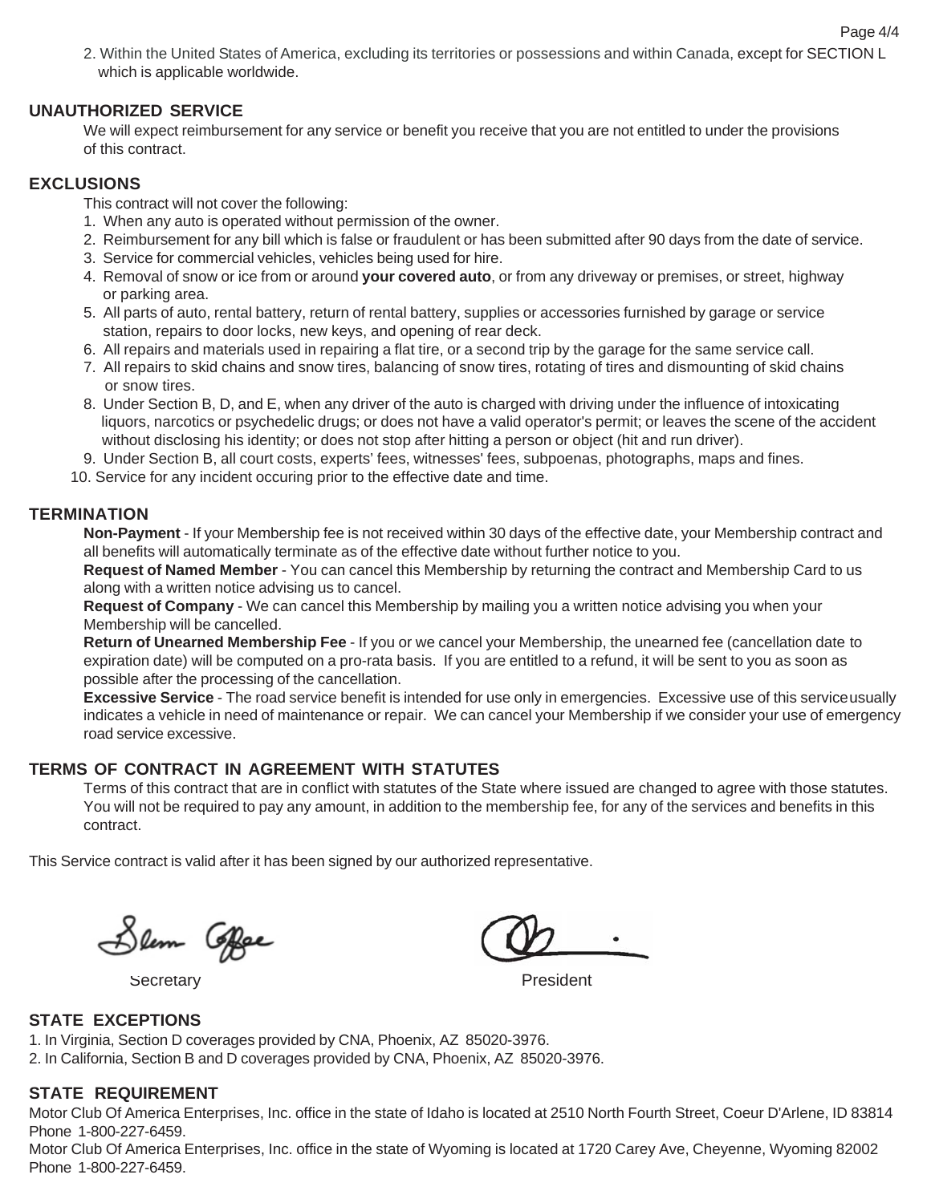2. Within the United States of America, excluding its territories or possessions and within Canada, except for SECTION L which is applicable worldwide.

## UNAUTHORIZED SERVICE

We will expect reimbursement for any service or benefit you receive that you are not entitled to under the provisions of this contract.

## EXCLUSIONS

This contract will not cover the following:

1. When any auto is operated without permission of the owner.
2. Reimbursement for any bill which is false or fraudulent or has been submitted after 90 days from the date of service.
3. Service for commercial vehicles, vehicles being used for hire.
4. Removal of snow or ice from or around **your covered auto**, or from any driveway or premises, or street, highway or parking area.
5. All parts of auto, rental battery, return of rental battery, supplies or accessories furnished by garage or service station, repairs to door locks, new keys, and opening of rear deck.
6. All repairs and materials used in repairing a flat tire, or a second trip by the garage for the same service call.
7. All repairs to skid chains and snow tires, balancing of snow tires, rotating of tires and dismounting of skid chains or snow tires.
8. Under Section B, D, and E, when any driver of the auto is charged with driving under the influence of intoxicating liquors, narcotics or psychedelic drugs; or does not have a valid operator's permit; or leaves the scene of the accident without disclosing his identity; or does not stop after hitting a person or object (hit and run driver).
9. Under Section B, all court costs, experts' fees, witnesses' fees, subpoenas, photographs, maps and fines.
10. Service for any incident occuring prior to the effective date and time.

## TERMINATION

**Non-Payment** - If your Membership fee is not received within 30 days of the effective date, your Membership contract and all benefits will automatically terminate as of the effective date without further notice to you.

**Request of Named Member** - You can cancel this Membership by returning the contract and Membership Card to us along with a written notice advising us to cancel.

**Request of Company** - We can cancel this Membership by mailing you a written notice advising you when your Membership will be cancelled.

**Return of Unearned Membership Fee** - If you or we cancel your Membership, the unearned fee (cancellation date to expiration date) will be computed on a pro-rata basis. If you are entitled to a refund, it will be sent to you as soon as possible after the processing of the cancellation.

**Excessive Service** - The road service benefit is intended for use only in emergencies. Excessive use of this serviceusually indicates a vehicle in need of maintenance or repair. We can cancel your Membership if we consider your use of emergency road service excessive.

## TERMS OF CONTRACT IN AGREEMENT WITH STATUTES

Terms of this contract that are in conflict with statutes of the State where issued are changed to agree with those statutes. You will not be required to pay any amount, in addition to the membership fee, for any of the services and benefits in this contract.

This Service contract is valid after it has been signed by our authorized representative.

Secretary | President

## STATE EXCEPTIONS

1. In Virginia, Section D coverages provided by CNA, Phoenix, AZ 85020-3976.
2. In California, Section B and D coverages provided by CNA, Phoenix, AZ 85020-3976.

## STATE REQUIREMENT

Motor Club Of America Enterprises, Inc. office in the state of Idaho is located at 2510 North Fourth Street, Coeur D'Arlene, ID 83814 Phone 1-800-227-6459.

Motor Club Of America Enterprises, Inc. office in the state of Wyoming is located at 1720 Carey Ave, Cheyenne, Wyoming 82002 Phone 1-800-227-6459.